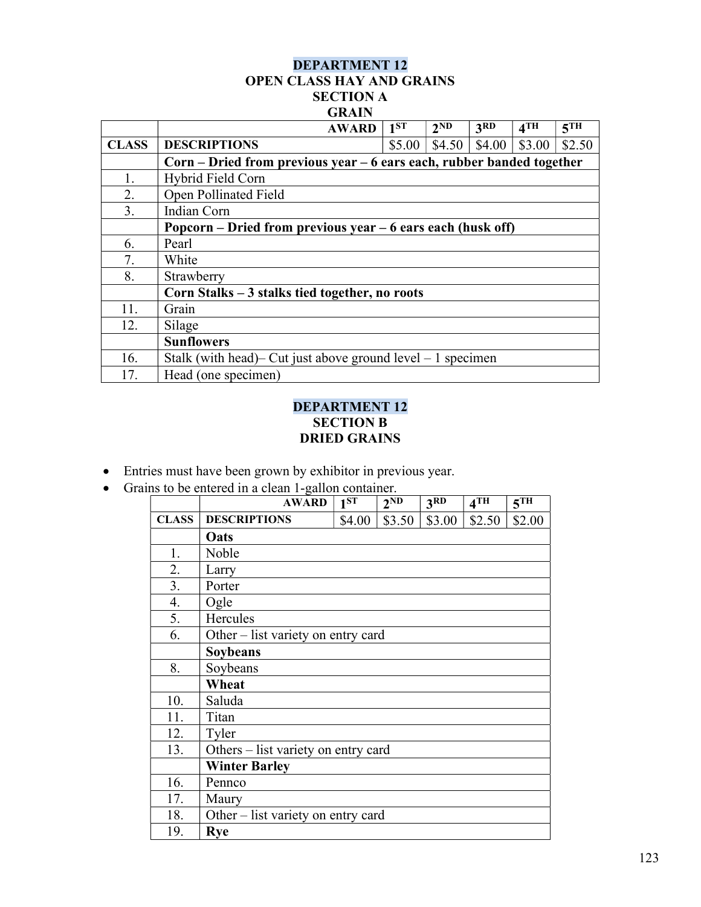# DEPARTMENT 12
## OPEN CLASS HAY AND GRAINS
### SECTION A
### GRAIN

| | AWARD | 1ST | 2ND | 3RD | 4TH | 5TH |
|---|---|---|---|---|---|---|
| CLASS | DESCRIPTIONS | $5.00 | $4.50 | $4.00 | $3.00 | $2.50 |
| | **Corn – Dried from previous year – 6 ears each, rubber banded together** | | | | | |
| 1. | Hybrid Field Corn | | | | | |
| 2. | Open Pollinated Field | | | | | |
| 3. | Indian Corn | | | | | |
| | **Popcorn – Dried from previous year – 6 ears each (husk off)** | | | | | |
| 6. | Pearl | | | | | |
| 7. | White | | | | | |
| 8. | Strawberry | | | | | |
| | **Corn Stalks – 3 stalks tied together, no roots** | | | | | |
| 11. | Grain | | | | | |
| 12. | Silage | | | | | |
| | **Sunflowers** | | | | | |
| 16. | Stalk (with head)– Cut just above ground level – 1 specimen | | | | | |
| 17. | Head (one specimen) | | | | | |

# DEPARTMENT 12
### SECTION B
### DRIED GRAINS

- Entries must have been grown by exhibitor in previous year.
- Grains to be entered in a clean 1-gallon container.

| | AWARD | 1ST | 2ND | 3RD | 4TH | 5TH |
|---|---|---|---|---|---|---|
| CLASS | DESCRIPTIONS | $4.00 | $3.50 | $3.00 | $2.50 | $2.00 |
| | **Oats** | | | | | |
| 1. | Noble | | | | | |
| 2. | Larry | | | | | |
| 3. | Porter | | | | | |
| 4. | Ogle | | | | | |
| 5. | Hercules | | | | | |
| 6. | Other – list variety on entry card | | | | | |
| | **Soybeans** | | | | | |
| 8. | Soybeans | | | | | |
| | **Wheat** | | | | | |
| 10. | Saluda | | | | | |
| 11. | Titan | | | | | |
| 12. | Tyler | | | | | |
| 13. | Others – list variety on entry card | | | | | |
| | **Winter Barley** | | | | | |
| 16. | Pennco | | | | | |
| 17. | Maury | | | | | |
| 18. | Other – list variety on entry card | | | | | |
| 19. | **Rye** | | | | | |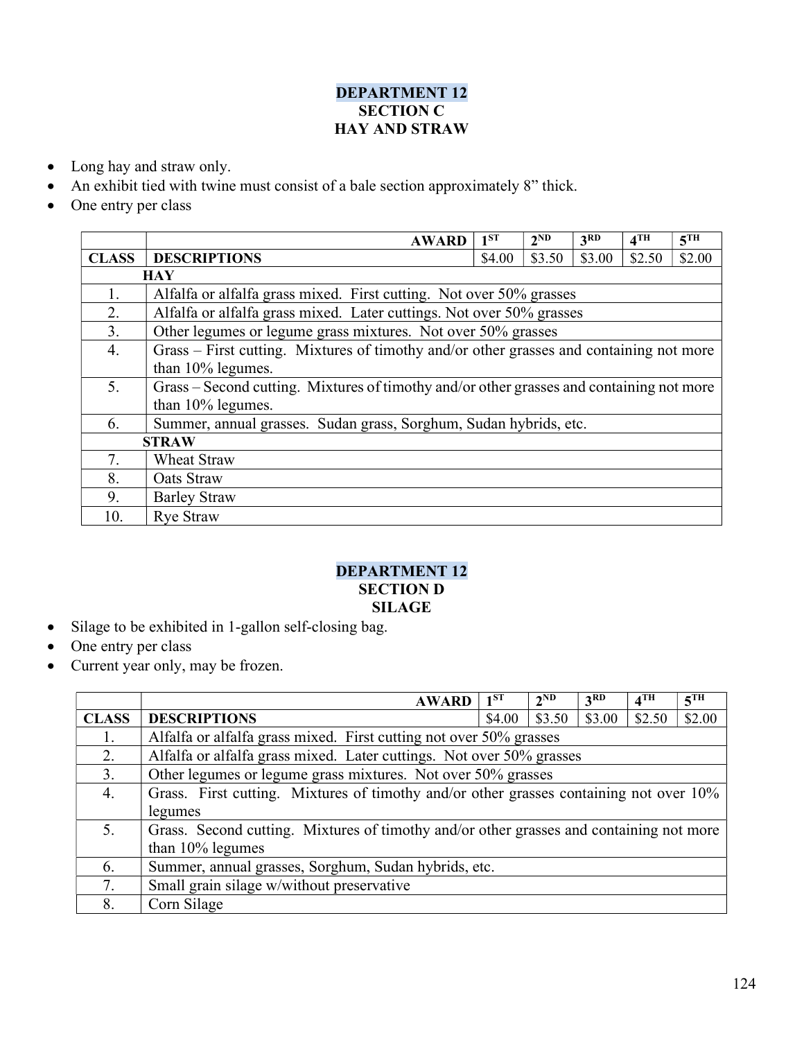# DEPARTMENT 12
## SECTION C
## HAY AND STRAW

- Long hay and straw only.
- An exhibit tied with twine must consist of a bale section approximately 8” thick.
- One entry per class

| | AWARD | 1ST | 2ND | 3RD | 4TH | 5TH |
|---|---|---|---|---|---|---|
| CLASS | DESCRIPTIONS | $4.00 | $3.50 | $3.00 | $2.50 | $2.00 |
| | **HAY** | | | | | |
| 1. | Alfalfa or alfalfa grass mixed. First cutting. Not over 50% grasses | | | | | |
| 2. | Alfalfa or alfalfa grass mixed. Later cuttings. Not over 50% grasses | | | | | |
| 3. | Other legumes or legume grass mixtures. Not over 50% grasses | | | | | |
| 4. | Grass – First cutting. Mixtures of timothy and/or other grasses and containing not more than 10% legumes. | | | | | |
| 5. | Grass – Second cutting. Mixtures of timothy and/or other grasses and containing not more than 10% legumes. | | | | | |
| 6. | Summer, annual grasses. Sudan grass, Sorghum, Sudan hybrids, etc. | | | | | |
| | **STRAW** | | | | | |
| 7. | Wheat Straw | | | | | |
| 8. | Oats Straw | | | | | |
| 9. | Barley Straw | | | | | |
| 10. | Rye Straw | | | | | |

# DEPARTMENT 12
## SECTION D
## SILAGE

- Silage to be exhibited in 1-gallon self-closing bag.
- One entry per class
- Current year only, may be frozen.

| | AWARD | 1ST | 2ND | 3RD | 4TH | 5TH |
|---|---|---|---|---|---|---|
| CLASS | DESCRIPTIONS | $4.00 | $3.50 | $3.00 | $2.50 | $2.00 |
| 1. | Alfalfa or alfalfa grass mixed. First cutting not over 50% grasses | | | | | |
| 2. | Alfalfa or alfalfa grass mixed. Later cuttings. Not over 50% grasses | | | | | |
| 3. | Other legumes or legume grass mixtures. Not over 50% grasses | | | | | |
| 4. | Grass. First cutting. Mixtures of timothy and/or other grasses containing not over 10% legumes | | | | | |
| 5. | Grass. Second cutting. Mixtures of timothy and/or other grasses and containing not more than 10% legumes | | | | | |
| 6. | Summer, annual grasses, Sorghum, Sudan hybrids, etc. | | | | | |
| 7. | Small grain silage w/without preservative | | | | | |
| 8. | Corn Silage | | | | | |